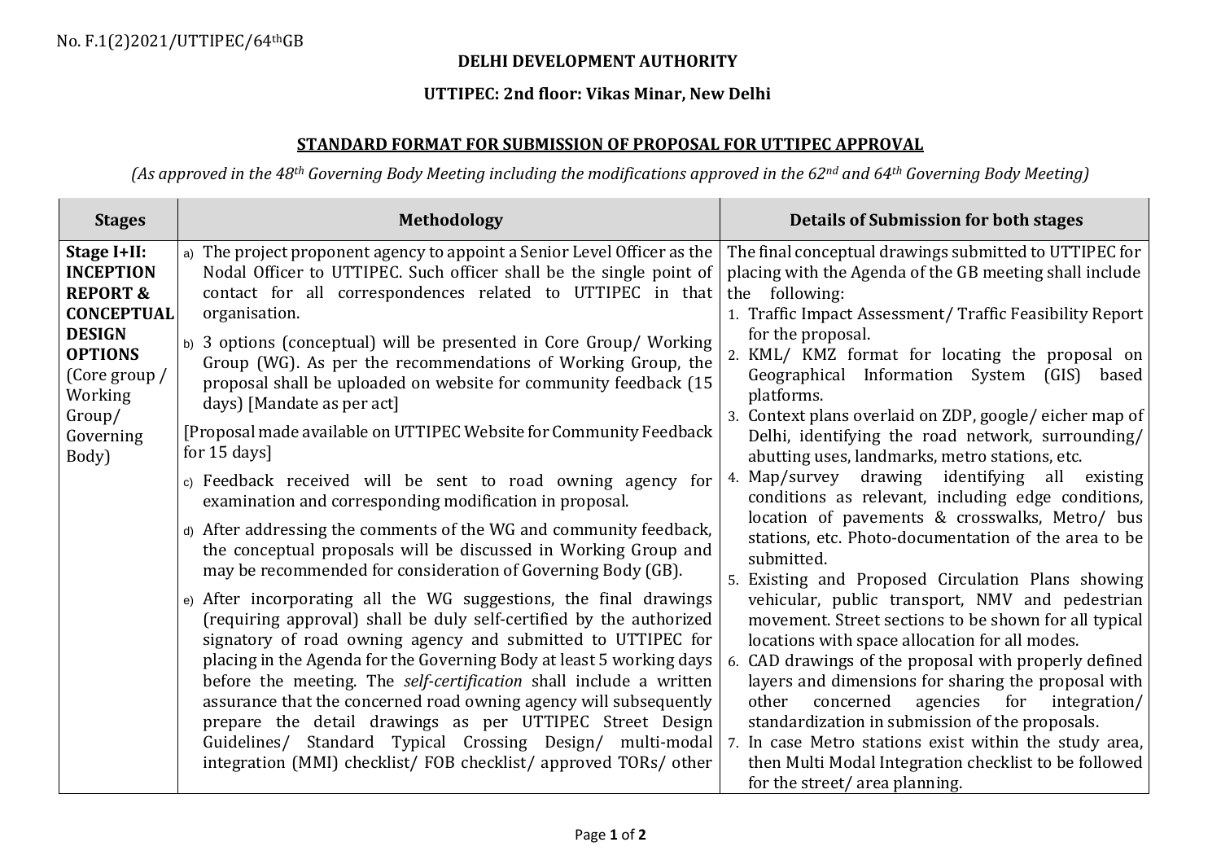No. F.1(2)2021/UTTIPEC/64thGB

**DELHI DEVELOPMENT AUTHORITY**

**UTTIPEC: 2nd floor: Vikas Minar, New Delhi**

**STANDARD FORMAT FOR SUBMISSION OF PROPOSAL FOR UTTIPEC APPROVAL**

*(As approved in the 48th Governing Body Meeting including the modifications approved in the 62nd and 64th Governing Body Meeting)*

| Stages | Methodology | Details of Submission for both stages |
|---|---|---|
| **Stage I+II: INCEPTION REPORT & CONCEPTUAL DESIGN OPTIONS** (Core group / Working Group/ Governing Body) | a) The project proponent agency to appoint a Senior Level Officer as the Nodal Officer to UTTIPEC. Such officer shall be the single point of contact for all correspondences related to UTTIPEC in that organisation.<br><br>b) 3 options (conceptual) will be presented in Core Group/ Working Group (WG). As per the recommendations of Working Group, the proposal shall be uploaded on website for community feedback (15 days) [Mandate as per act]<br><br>[Proposal made available on UTTIPEC Website for Community Feedback for 15 days]<br><br>c) Feedback received will be sent to road owning agency for examination and corresponding modification in proposal.<br><br>d) After addressing the comments of the WG and community feedback, the conceptual proposals will be discussed in Working Group and may be recommended for consideration of Governing Body (GB).<br><br>e) After incorporating all the WG suggestions, the final drawings (requiring approval) shall be duly self-certified by the authorized signatory of road owning agency and submitted to UTTIPEC for placing in the Agenda for the Governing Body at least 5 working days before the meeting. The *self-certification* shall include a written assurance that the concerned road owning agency will subsequently prepare the detail drawings as per UTTIPEC Street Design Guidelines/ Standard Typical Crossing Design/ multi-modal integration (MMI) checklist/ FOB checklist/ approved TORs/ other | The final conceptual drawings submitted to UTTIPEC for placing with the Agenda of the GB meeting shall include the following:<br>1. Traffic Impact Assessment/ Traffic Feasibility Report for the proposal.<br>2. KML/ KMZ format for locating the proposal on Geographical Information System (GIS) based platforms.<br>3. Context plans overlaid on ZDP, google/ eicher map of Delhi, identifying the road network, surrounding/ abutting uses, landmarks, metro stations, etc.<br>4. Map/survey drawing identifying all existing conditions as relevant, including edge conditions, location of pavements & crosswalks, Metro/ bus stations, etc. Photo-documentation of the area to be submitted.<br>5. Existing and Proposed Circulation Plans showing vehicular, public transport, NMV and pedestrian movement. Street sections to be shown for all typical locations with space allocation for all modes.<br>6. CAD drawings of the proposal with properly defined layers and dimensions for sharing the proposal with other concerned agencies for integration/ standardization in submission of the proposals.<br>7. In case Metro stations exist within the study area, then Multi Modal Integration checklist to be followed for the street/ area planning. |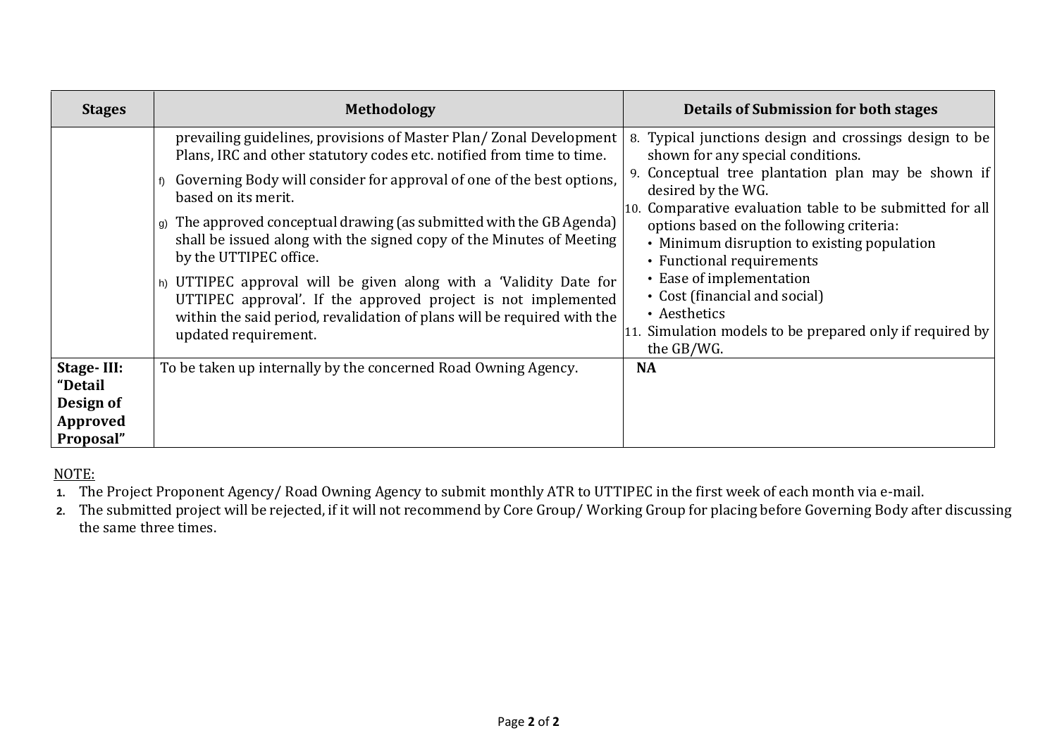| Stages | Methodology | Details of Submission for both stages |
| --- | --- | --- |
| | prevailing guidelines, provisions of Master Plan/ Zonal Development Plans, IRC and other statutory codes etc. notified from time to time.<br>f) Governing Body will consider for approval of one of the best options, based on its merit.<br>g) The approved conceptual drawing (as submitted with the GB Agenda) shall be issued along with the signed copy of the Minutes of Meeting by the UTTIPEC office.<br>h) UTTIPEC approval will be given along with a 'Validity Date for UTTIPEC approval'. If the approved project is not implemented within the said period, revalidation of plans will be required with the updated requirement. | 8. Typical junctions design and crossings design to be shown for any special conditions.<br>9. Conceptual tree plantation plan may be shown if desired by the WG.<br>10. Comparative evaluation table to be submitted for all options based on the following criteria:<br>• Minimum disruption to existing population<br>• Functional requirements<br>• Ease of implementation<br>• Cost (financial and social)<br>• Aesthetics<br>11. Simulation models to be prepared only if required by the GB/WG. |
| **Stage- III: "Detail Design of Approved Proposal"** | To be taken up internally by the concerned Road Owning Agency. | **NA** |

NOTE:

1. The Project Proponent Agency/ Road Owning Agency to submit monthly ATR to UTTIPEC in the first week of each month via e-mail.
2. The submitted project will be rejected, if it will not recommend by Core Group/ Working Group for placing before Governing Body after discussing the same three times.